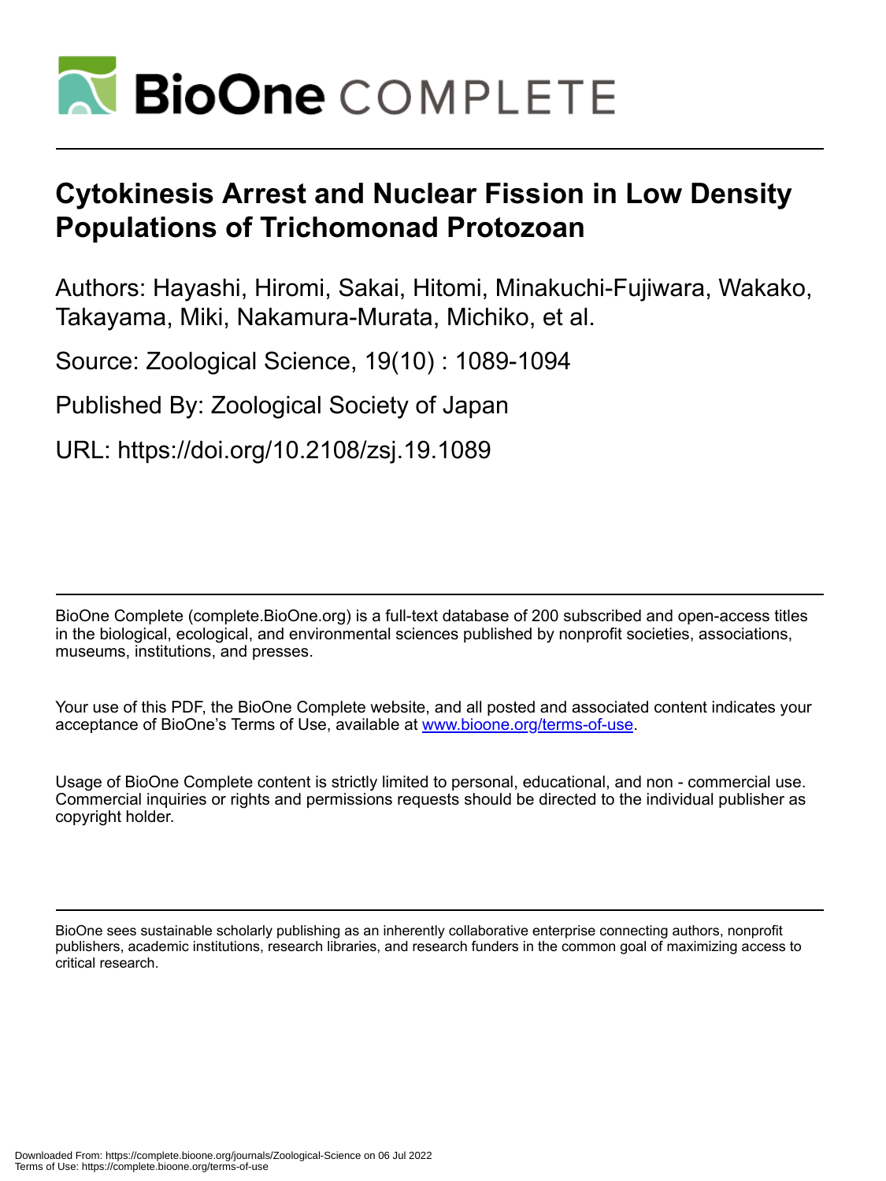# Cytokinesis Arrest and Nuclear Fission in Low Density Populations of Trichomonad Protozoan

Authors: Hayashi, Hiromi, Sakai, Hitomi, Minakuchi-Fujiwara, Wakako, Takayama, Miki, Nakamura-Murata, Michiko, et al.

Source: Zoological Science, 19(10) : 1089-1094

Published By: Zoological Society of Japan

URL: https://doi.org/10.2108/zsj.19.1089

BioOne Complete (complete.BioOne.org) is a full-text database of 200 subscribed and open-access titles in the biological, ecological, and environmental sciences published by nonprofit societies, associations, museums, institutions, and presses.

Your use of this PDF, the BioOne Complete website, and all posted and associated content indicates your acceptance of BioOne's Terms of Use, available at www.bioone.org/terms-of-use.

Usage of BioOne Complete content is strictly limited to personal, educational, and non - commercial use. Commercial inquiries or rights and permissions requests should be directed to the individual publisher as copyright holder.

BioOne sees sustainable scholarly publishing as an inherently collaborative enterprise connecting authors, nonprofit publishers, academic institutions, research libraries, and research funders in the common goal of maximizing access to critical research.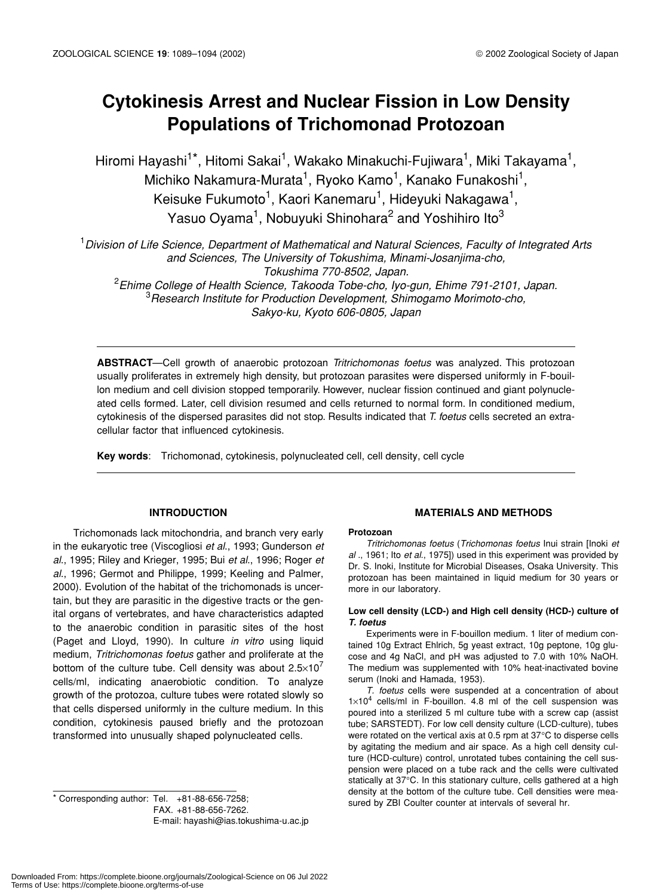# Cytokinesis Arrest and Nuclear Fission in Low Density Populations of Trichomonad Protozoan

Hiromi Hayashi[1*], Hitomi Sakai[1], Wakako Minakuchi-Fujiwara[1], Miki Takayama[1], Michiko Nakamura-Murata[1], Ryoko Kamo[1], Kanako Funakoshi[1], Keisuke Fukumoto[1], Kaori Kanemaru[1], Hideyuki Nakagawa[1], Yasuo Oyama[1], Nobuyuki Shinohara[2] and Yoshihiro Ito[3]

[1]*Division of Life Science, Department of Mathematical and Natural Sciences, Faculty of Integrated Arts and Sciences, The University of Tokushima, Minami-Josanjima-cho, Tokushima 770-8502, Japan.*
[2]*Ehime College of Health Science, Takooda Tobe-cho, Iyo-gun, Ehime 791-2101, Japan.*
[3]*Research Institute for Production Development, Shimogamo Morimoto-cho, Sakyo-ku, Kyoto 606-0805, Japan*

**ABSTRACT**—Cell growth of anaerobic protozoan *Tritrichomonas foetus* was analyzed. This protozoan usually proliferates in extremely high density, but protozoan parasites were dispersed uniformly in F-bouillon medium and cell division stopped temporarily. However, nuclear fission continued and giant polynucleated cells formed. Later, cell division resumed and cells returned to normal form. In conditioned medium, cytokinesis of the dispersed parasites did not stop. Results indicated that *T. foetus* cells secreted an extracellular factor that influenced cytokinesis.

**Key words**: Trichomonad, cytokinesis, polynucleated cell, cell density, cell cycle

## INTRODUCTION

Trichomonads lack mitochondria, and branch very early in the eukaryotic tree (Viscogliosi *et al*., 1993; Gunderson *et al*., 1995; Riley and Krieger, 1995; Bui *et al*., 1996; Roger *et al*., 1996; Germot and Philippe, 1999; Keeling and Palmer, 2000). Evolution of the habitat of the trichomonads is uncertain, but they are parasitic in the digestive tracts or the genital organs of vertebrates, and have characteristics adapted to the anaerobic condition in parasitic sites of the host (Paget and Lloyd, 1990). In culture *in vitro* using liquid medium, *Tritrichomonas foetus* gather and proliferate at the bottom of the culture tube. Cell density was about $2.5{\times}10^7$ cells/ml, indicating anaerobiotic condition. To analyze growth of the protozoa, culture tubes were rotated slowly so that cells dispersed uniformly in the culture medium. In this condition, cytokinesis paused briefly and the protozoan transformed into unusually shaped polynucleated cells.

\* Corresponding author: Tel. +81-88-656-7258;
FAX. +81-88-656-7262.
E-mail: hayashi@ias.tokushima-u.ac.jp

## MATERIALS AND METHODS

### Protozoan

*Tritrichomonas foetus* (*Trichomonas foetus* Inui strain [Inoki *et al* ., 1961; Ito *et al*., 1975]) used in this experiment was provided by Dr. S. Inoki, Institute for Microbial Diseases, Osaka University. This protozoan has been maintained in liquid medium for 30 years or more in our laboratory.

### Low cell density (LCD-) and High cell density (HCD-) culture of *T. foetus*

Experiments were in F-bouillon medium. 1 liter of medium contained 10g Extract Ehlrich, 5g yeast extract, 10g peptone, 10g glucose and 4g NaCl, and pH was adjusted to 7.0 with 10% NaOH. The medium was supplemented with 10% heat-inactivated bovine serum (Inoki and Hamada, 1953).

*T. foetus* cells were suspended at a concentration of about $1{\times}10^4$ cells/ml in F-bouillon. 4.8 ml of the cell suspension was poured into a sterilized 5 ml culture tube with a screw cap (assist tube; SARSTEDT). For low cell density culture (LCD-culture), tubes were rotated on the vertical axis at 0.5 rpm at 37°C to disperse cells by agitating the medium and air space. As a high cell density culture (HCD-culture) control, unrotated tubes containing the cell suspension were placed on a tube rack and the cells were cultivated statically at 37°C. In this stationary culture, cells gathered at a high density at the bottom of the culture tube. Cell densities were measured by ZBI Coulter counter at intervals of several hr.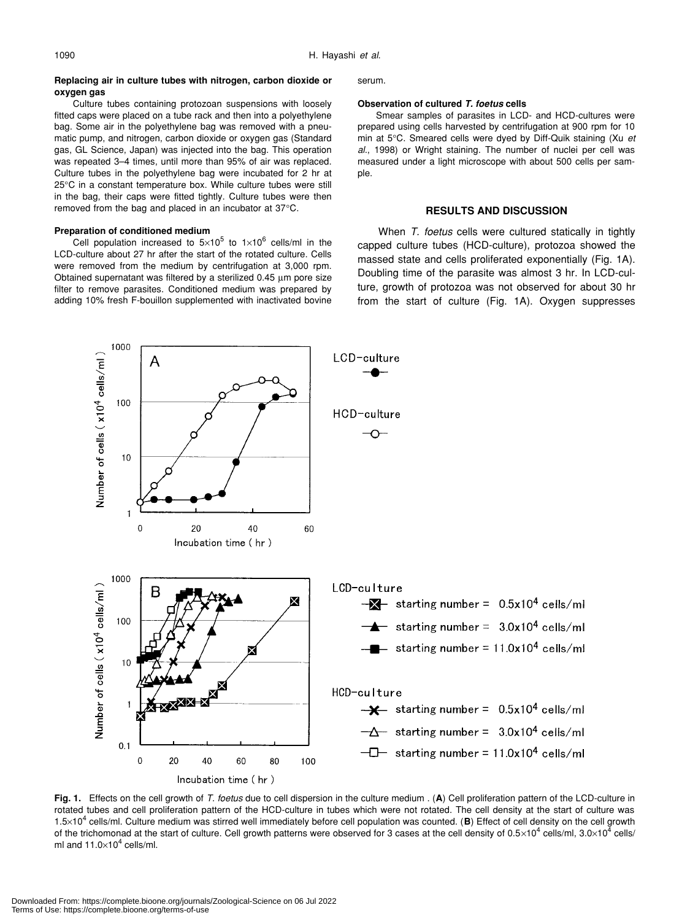### Replacing air in culture tubes with nitrogen, carbon dioxide or oxygen gas

Culture tubes containing protozoan suspensions with loosely fitted caps were placed on a tube rack and then into a polyethylene bag. Some air in the polyethylene bag was removed with a pneumatic pump, and nitrogen, carbon dioxide or oxygen gas (Standard gas, GL Science, Japan) was injected into the bag. This operation was repeated 3–4 times, until more than 95% of air was replaced. Culture tubes in the polyethylene bag were incubated for 2 hr at 25°C in a constant temperature box. While culture tubes were still in the bag, their caps were fitted tightly. Culture tubes were then removed from the bag and placed in an incubator at 37°C.

### Preparation of conditioned medium

Cell population increased to $5\times10^5$ to $1\times10^6$ cells/ml in the LCD-culture about 27 hr after the start of the rotated culture. Cells were removed from the medium by centrifugation at 3,000 rpm. Obtained supernatant was filtered by a sterilized 0.45 µm pore size filter to remove parasites. Conditioned medium was prepared by adding 10% fresh F-bouillon supplemented with inactivated bovine serum.

### Observation of cultured *T. foetus* cells

Smear samples of parasites in LCD- and HCD-cultures were prepared using cells harvested by centrifugation at 900 rpm for 10 min at 5°C. Smeared cells were dyed by Diff-Quik staining (Xu *et al*., 1998) or Wright staining. The number of nuclei per cell was measured under a light microscope with about 500 cells per sample.

## RESULTS AND DISCUSSION

When *T. foetus* cells were cultured statically in tightly capped culture tubes (HCD-culture), protozoa showed the massed state and cells proliferated exponentially (Fig. 1A). Doubling time of the parasite was almost 3 hr. In LCD-culture, growth of protozoa was not observed for about 30 hr from the start of culture (Fig. 1A). Oxygen suppresses

**Fig. 1.** Effects on the cell growth of *T. foetus* due to cell dispersion in the culture medium . (**A**) Cell proliferation pattern of the LCD-culture in rotated tubes and cell proliferation pattern of the HCD-culture in tubes which were not rotated. The cell density at the start of culture was $1.5\times10^4$ cells/ml. Culture medium was stirred well immediately before cell population was counted. (**B**) Effect of cell density on the cell growth of the trichomonad at the start of culture. Cell growth patterns were observed for 3 cases at the cell density of $0.5\times10^4$ cells/ml, $3.0\times10^4$ cells/ml and $11.0\times10^4$ cells/ml.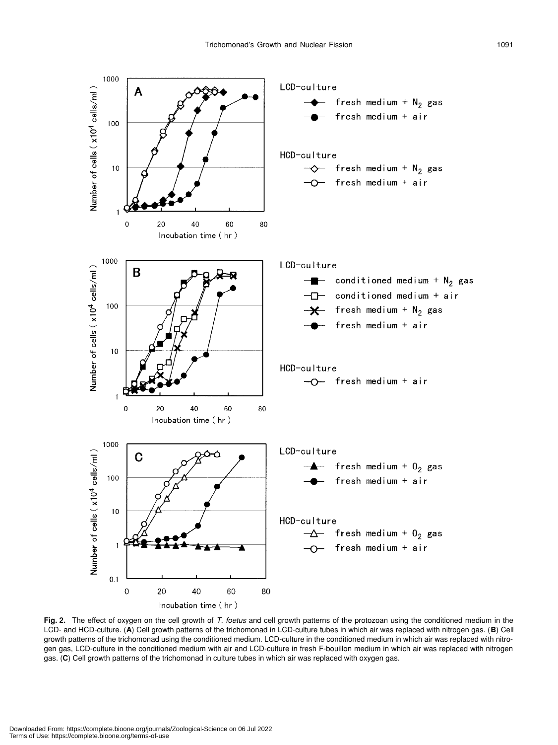**Fig. 2.** The effect of oxygen on the cell growth of *T. foetus* and cell growth patterns of the protozoan using the conditioned medium in the LCD- and HCD-culture. (**A**) Cell growth patterns of the trichomonad in LCD-culture tubes in which air was replaced with nitrogen gas. (**B**) Cell growth patterns of the trichomonad using the conditioned medium. LCD-culture in the conditioned medium in which air was replaced with nitrogen gas, LCD-culture in the conditioned medium with air and LCD-culture in fresh F-bouillon medium in which air was replaced with nitrogen gas. (**C**) Cell growth patterns of the trichomonad in culture tubes in which air was replaced with oxygen gas.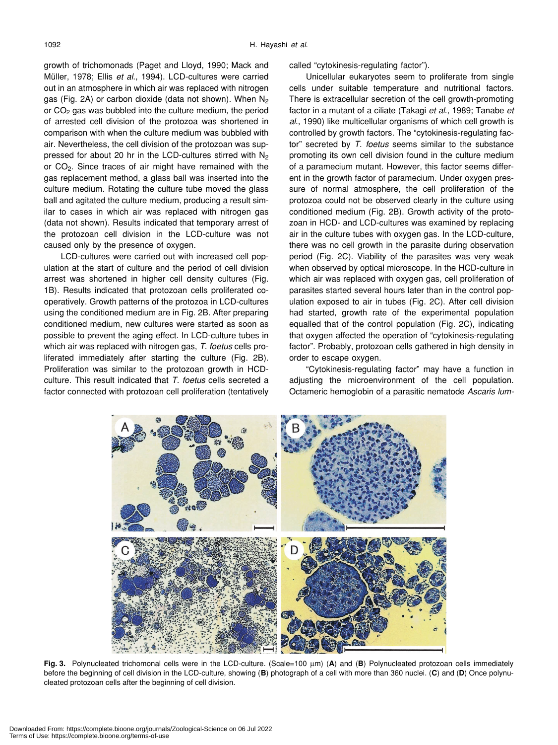growth of trichomonads (Paget and Lloyd, 1990; Mack and Müller, 1978; Ellis *et al*., 1994). LCD-cultures were carried out in an atmosphere in which air was replaced with nitrogen gas (Fig. 2A) or carbon dioxide (data not shown). When $N_2$ or $CO_2$ gas was bubbled into the culture medium, the period of arrested cell division of the protozoa was shortened in comparison with when the culture medium was bubbled with air. Nevertheless, the cell division of the protozoan was suppressed for about 20 hr in the LCD-cultures stirred with $N_2$ or $CO_2$. Since traces of air might have remained with the gas replacement method, a glass ball was inserted into the culture medium. Rotating the culture tube moved the glass ball and agitated the culture medium, producing a result similar to cases in which air was replaced with nitrogen gas (data not shown). Results indicated that temporary arrest of the protozoan cell division in the LCD-culture was not caused only by the presence of oxygen.

LCD-cultures were carried out with increased cell population at the start of culture and the period of cell division arrest was shortened in higher cell density cultures (Fig. 1B). Results indicated that protozoan cells proliferated cooperatively. Growth patterns of the protozoa in LCD-cultures using the conditioned medium are in Fig. 2B. After preparing conditioned medium, new cultures were started as soon as possible to prevent the aging effect. In LCD-culture tubes in which air was replaced with nitrogen gas, *T. foetus* cells proliferated immediately after starting the culture (Fig. 2B). Proliferation was similar to the protozoan growth in HCD-culture. This result indicated that *T. foetus* cells secreted a factor connected with protozoan cell proliferation (tentatively called "cytokinesis-regulating factor").

Unicellular eukaryotes seem to proliferate from single cells under suitable temperature and nutritional factors. There is extracellular secretion of the cell growth-promoting factor in a mutant of a ciliate (Takagi *et al*., 1989; Tanabe *et al*., 1990) like multicellular organisms of which cell growth is controlled by growth factors. The "cytokinesis-regulating factor" secreted by *T. foetus* seems similar to the substance promoting its own cell division found in the culture medium of a paramecium mutant. However, this factor seems different in the growth factor of paramecium. Under oxygen pressure of normal atmosphere, the cell proliferation of the protozoa could not be observed clearly in the culture using conditioned medium (Fig. 2B). Growth activity of the protozoan in HCD- and LCD-cultures was examined by replacing air in the culture tubes with oxygen gas. In the LCD-culture, there was no cell growth in the parasite during observation period (Fig. 2C). Viability of the parasites was very weak when observed by optical microscope. In the HCD-culture in which air was replaced with oxygen gas, cell proliferation of parasites started several hours later than in the control population exposed to air in tubes (Fig. 2C). After cell division had started, growth rate of the experimental population equalled that of the control population (Fig. 2C), indicating that oxygen affected the operation of "cytokinesis-regulating factor". Probably, protozoan cells gathered in high density in order to escape oxygen.

"Cytokinesis-regulating factor" may have a function in adjusting the microenvironment of the cell population. Octameric hemoglobin of a parasitic nematode *Ascaris lum-*

**Fig. 3.** Polynucleated trichomonal cells were in the LCD-culture. (Scale=100 μm) (**A**) and (**B**) Polynucleated protozoan cells immediately before the beginning of cell division in the LCD-culture, showing (**B**) photograph of a cell with more than 360 nuclei. (**C**) and (**D**) Once polynucleated protozoan cells after the beginning of cell division.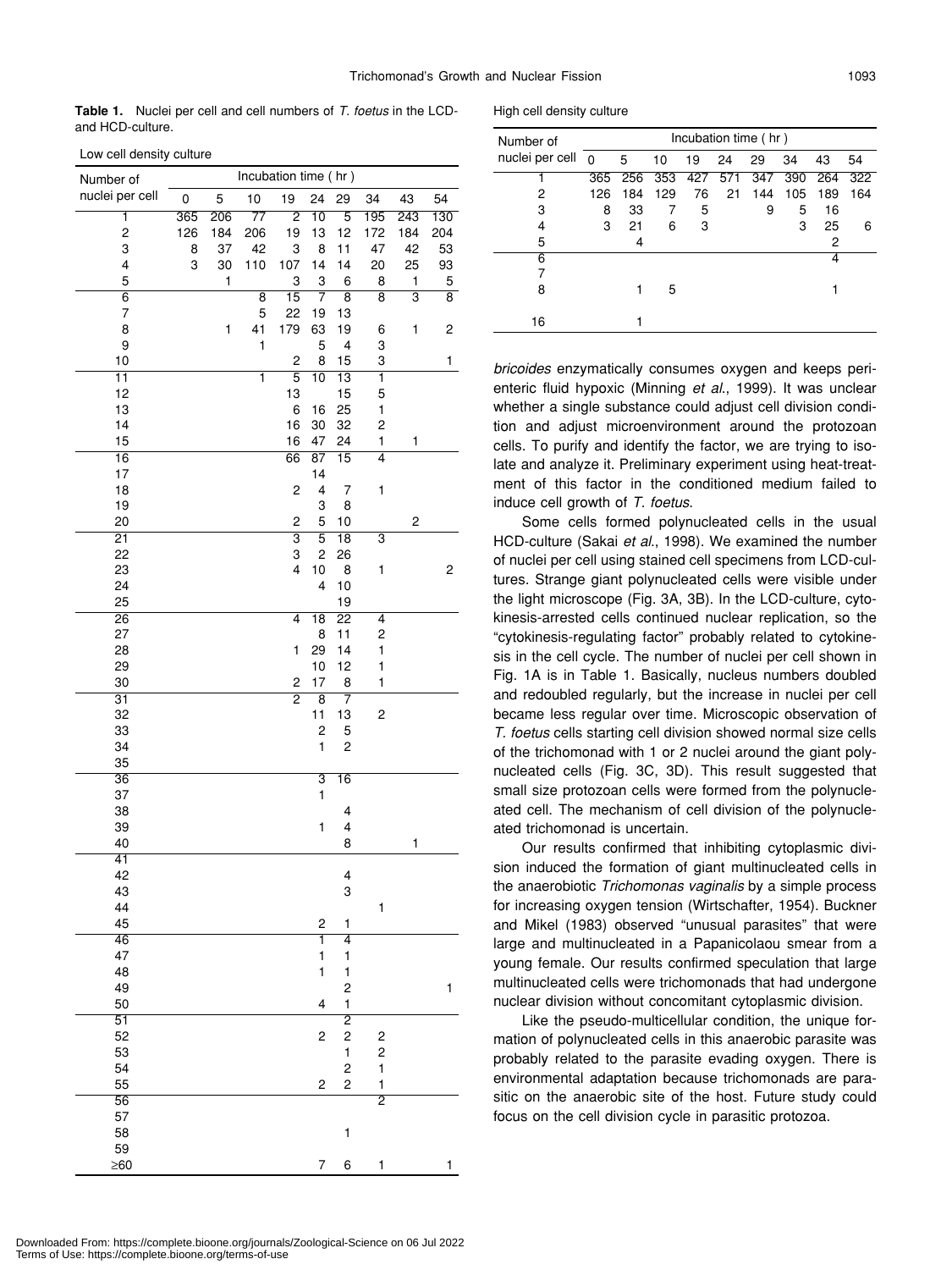**Table 1.** Nuclei per cell and cell numbers of *T. foetus* in the LCD- and HCD-culture.

Low cell density culture

| Number of nuclei per cell | Incubation time ( hr ) | | | | | | | | |
|---|---|---|---|---|---|---|---|---|---|
| | 0 | 5 | 10 | 19 | 24 | 29 | 34 | 43 | 54 |
| 1 | 365 | 206 | 77 | 2 | 10 | 5 | 195 | 243 | 130 |
| 2 | 126 | 184 | 206 | 19 | 13 | 12 | 172 | 184 | 204 |
| 3 | 8 | 37 | 42 | 3 | 8 | 11 | 47 | 42 | 53 |
| 4 | 3 | 30 | 110 | 107 | 14 | 14 | 20 | 25 | 93 |
| 5 | | 1 | | 3 | 3 | 6 | 8 | 1 | 5 |
| 6 | | | 8 | 15 | 7 | 8 | 8 | 3 | 8 |
| 7 | | | 5 | 22 | 19 | 13 | | | |
| 8 | | 1 | 41 | 179 | 63 | 19 | 6 | 1 | 2 |
| 9 | | | 1 | | 5 | 4 | 3 | | |
| 10 | | | | 2 | 8 | 15 | 3 | | 1 |
| 11 | | | 1 | 5 | 10 | 13 | 1 | | |
| 12 | | | | 13 | | 15 | 5 | | |
| 13 | | | | 6 | 16 | 25 | 1 | | |
| 14 | | | | 16 | 30 | 32 | 2 | | |
| 15 | | | | 16 | 47 | 24 | 1 | 1 | |
| 16 | | | | 66 | 87 | 15 | 4 | | |
| 17 | | | | | 14 | | | | |
| 18 | | | | 2 | 4 | 7 | 1 | | |
| 19 | | | | | 3 | 8 | | | |
| 20 | | | | 2 | 5 | 10 | | 2 | |
| 21 | | | | 3 | 5 | 18 | 3 | | |
| 22 | | | | 3 | 2 | 26 | | | |
| 23 | | | | 4 | 10 | 8 | 1 | | 2 |
| 24 | | | | | 4 | 10 | | | |
| 25 | | | | | | 19 | | | |
| 26 | | | | 4 | 18 | 22 | 4 | | |
| 27 | | | | | 8 | 11 | 2 | | |
| 28 | | | | 1 | 29 | 14 | 1 | | |
| 29 | | | | | 10 | 12 | 1 | | |
| 30 | | | | 2 | 17 | 8 | 1 | | |
| 31 | | | | 2 | 8 | 7 | | | |
| 32 | | | | | 11 | 13 | 2 | | |
| 33 | | | | | 2 | 5 | | | |
| 34 | | | | | 1 | 2 | | | |
| 35 | | | | | | | | | |
| 36 | | | | | 3 | 16 | | | |
| 37 | | | | | 1 | | | | |
| 38 | | | | | | 4 | | | |
| 39 | | | | | 1 | 4 | | | |
| 40 | | | | | | 8 | | 1 | |
| 41 | | | | | | | | | |
| 42 | | | | | | 4 | | | |
| 43 | | | | | | 3 | | | |
| 44 | | | | | | | 1 | | |
| 45 | | | | | 2 | 1 | | | |
| 46 | | | | | 1 | 4 | | | |
| 47 | | | | | 1 | 1 | | | |
| 48 | | | | | 1 | 1 | | | |
| 49 | | | | | | 2 | | | 1 |
| 50 | | | | | 4 | 1 | | | |
| 51 | | | | | | 2 | | | |
| 52 | | | | | 2 | 2 | 2 | | |
| 53 | | | | | | 1 | 2 | | |
| 54 | | | | | | 2 | 1 | | |
| 55 | | | | | 2 | 2 | 1 | | |
| 56 | | | | | | | 2 | | |
| 57 | | | | | | | | | |
| 58 | | | | | | 1 | | | |
| 59 | | | | | | | | | |
| ≥60 | | | | | 7 | 6 | 1 | | 1 |

High cell density culture

| Number of nuclei per cell | Incubation time ( hr ) | | | | | | | | |
|---|---|---|---|---|---|---|---|---|---|
| | 0 | 5 | 10 | 19 | 24 | 29 | 34 | 43 | 54 |
| 1 | 365 | 256 | 353 | 427 | 571 | 347 | 390 | 264 | 322 |
| 2 | 126 | 184 | 129 | 76 | 21 | 144 | 105 | 189 | 164 |
| 3 | 8 | 33 | 7 | 5 | | 9 | 5 | 16 | |
| 4 | 3 | 21 | 6 | 3 | | | 3 | 25 | 6 |
| 5 | | 4 | | | | | | 2 | |
| 6 | | | | | | | | 4 | |
| 7 | | | | | | | | | |
| 8 | | 1 | 5 | | | | | 1 | |
| 16 | | 1 | | | | | | | |

*bricoides* enzymatically consumes oxygen and keeps perienteric fluid hypoxic (Minning *et al*., 1999). It was unclear whether a single substance could adjust cell division condition and adjust microenvironment around the protozoan cells. To purify and identify the factor, we are trying to isolate and analyze it. Preliminary experiment using heat-treatment of this factor in the conditioned medium failed to induce cell growth of *T. foetus*.

Some cells formed polynucleated cells in the usual HCD-culture (Sakai *et al*., 1998). We examined the number of nuclei per cell using stained cell specimens from LCD-cultures. Strange giant polynucleated cells were visible under the light microscope (Fig. 3A, 3B). In the LCD-culture, cytokinesis-arrested cells continued nuclear replication, so the "cytokinesis-regulating factor" probably related to cytokinesis in the cell cycle. The number of nuclei per cell shown in Fig. 1A is in Table 1. Basically, nucleus numbers doubled and redoubled regularly, but the increase in nuclei per cell became less regular over time. Microscopic observation of *T. foetus* cells starting cell division showed normal size cells of the trichomonad with 1 or 2 nuclei around the giant polynucleated cells (Fig. 3C, 3D). This result suggested that small size protozoan cells were formed from the polynucleated cell. The mechanism of cell division of the polynucleated trichomonad is uncertain.

Our results confirmed that inhibiting cytoplasmic division induced the formation of giant multinucleated cells in the anaerobiotic *Trichomonas vaginalis* by a simple process for increasing oxygen tension (Wirtschafter, 1954). Buckner and Mikel (1983) observed "unusual parasites" that were large and multinucleated in a Papanicolaou smear from a young female. Our results confirmed speculation that large multinucleated cells were trichomonads that had undergone nuclear division without concomitant cytoplasmic division.

Like the pseudo-multicellular condition, the unique formation of polynucleated cells in this anaerobic parasite was probably related to the parasite evading oxygen. There is environmental adaptation because trichomonads are parasitic on the anaerobic site of the host. Future study could focus on the cell division cycle in parasitic protozoa.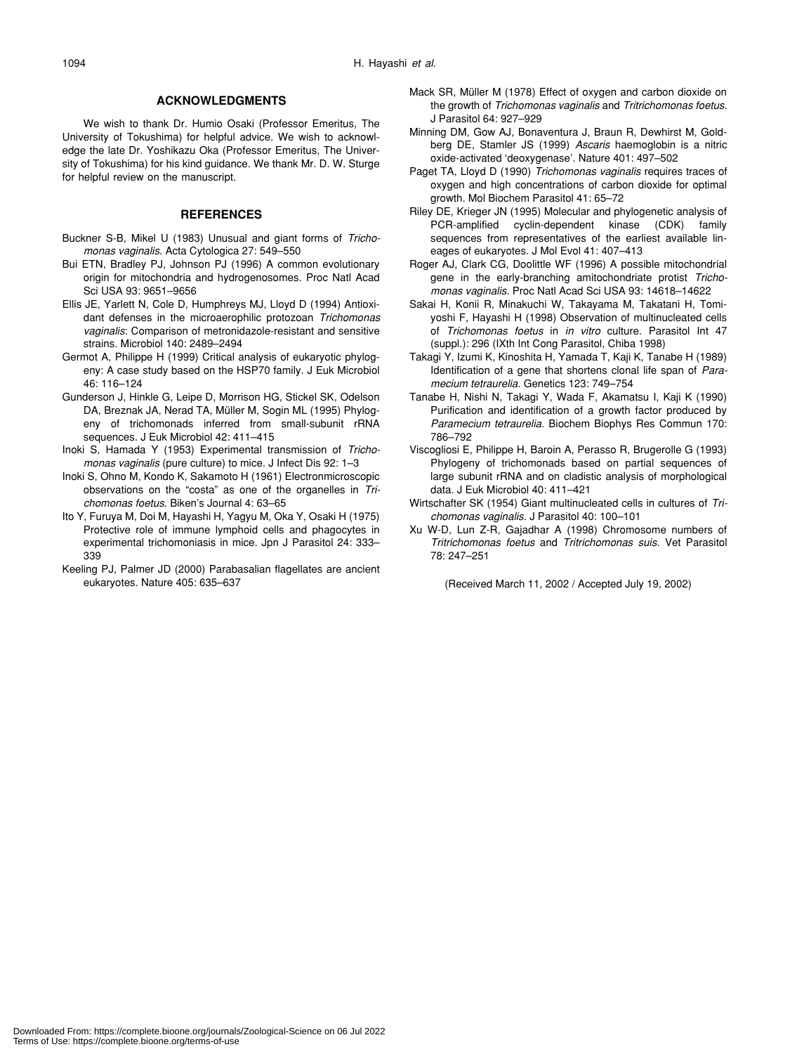## ACKNOWLEDGMENTS

We wish to thank Dr. Humio Osaki (Professor Emeritus, The University of Tokushima) for helpful advice. We wish to acknowledge the late Dr. Yoshikazu Oka (Professor Emeritus, The University of Tokushima) for his kind guidance. We thank Mr. D. W. Sturge for helpful review on the manuscript.

## REFERENCES

Buckner S-B, Mikel U (1983) Unusual and giant forms of *Trichomonas vaginalis*. Acta Cytologica 27: 549–550

Bui ETN, Bradley PJ, Johnson PJ (1996) A common evolutionary origin for mitochondria and hydrogenosomes. Proc Natl Acad Sci USA 93: 9651–9656

Ellis JE, Yarlett N, Cole D, Humphreys MJ, Lloyd D (1994) Antioxidant defenses in the microaerophilic protozoan *Trichomonas vaginalis*: Comparison of metronidazole-resistant and sensitive strains. Microbiol 140: 2489–2494

Germot A, Philippe H (1999) Critical analysis of eukaryotic phylogeny: A case study based on the HSP70 family. J Euk Microbiol 46: 116–124

Gunderson J, Hinkle G, Leipe D, Morrison HG, Stickel SK, Odelson DA, Breznak JA, Nerad TA, Müller M, Sogin ML (1995) Phylogeny of trichomonads inferred from small-subunit rRNA sequences. J Euk Microbiol 42: 411–415

Inoki S, Hamada Y (1953) Experimental transmission of *Trichomonas vaginalis* (pure culture) to mice. J Infect Dis 92: 1–3

Inoki S, Ohno M, Kondo K, Sakamoto H (1961) Electronmicroscopic observations on the "costa" as one of the organelles in *Trichomonas foetus*. Biken's Journal 4: 63–65

Ito Y, Furuya M, Doi M, Hayashi H, Yagyu M, Oka Y, Osaki H (1975) Protective role of immune lymphoid cells and phagocytes in experimental trichomoniasis in mice. Jpn J Parasitol 24: 333–339

Keeling PJ, Palmer JD (2000) Parabasalian flagellates are ancient eukaryotes. Nature 405: 635–637

Mack SR, Müller M (1978) Effect of oxygen and carbon dioxide on the growth of *Trichomonas vaginalis* and *Tritrichomonas foetus*. J Parasitol 64: 927–929

Minning DM, Gow AJ, Bonaventura J, Braun R, Dewhirst M, Goldberg DE, Stamler JS (1999) *Ascaris* haemoglobin is a nitric oxide-activated 'deoxygenase'. Nature 401: 497–502

Paget TA, Lloyd D (1990) *Trichomonas vaginalis* requires traces of oxygen and high concentrations of carbon dioxide for optimal growth. Mol Biochem Parasitol 41: 65–72

Riley DE, Krieger JN (1995) Molecular and phylogenetic analysis of PCR-amplified cyclin-dependent kinase (CDK) family sequences from representatives of the earliest available lineages of eukaryotes. J Mol Evol 41: 407–413

Roger AJ, Clark CG, Doolittle WF (1996) A possible mitochondrial gene in the early-branching amitochondriate protist *Trichomonas vaginalis*. Proc Natl Acad Sci USA 93: 14618–14622

Sakai H, Konii R, Minakuchi W, Takayama M, Takatani H, Tomiyoshi F, Hayashi H (1998) Observation of multinucleated cells of *Trichomonas foetus* in *in vitro* culture. Parasitol Int 47 (suppl.): 296 (IXth Int Cong Parasitol, Chiba 1998)

Takagi Y, Izumi K, Kinoshita H, Yamada T, Kaji K, Tanabe H (1989) Identification of a gene that shortens clonal life span of *Paramecium tetraurelia*. Genetics 123: 749–754

Tanabe H, Nishi N, Takagi Y, Wada F, Akamatsu I, Kaji K (1990) Purification and identification of a growth factor produced by *Paramecium tetraurelia*. Biochem Biophys Res Commun 170: 786–792

Viscogliosi E, Philippe H, Baroin A, Perasso R, Brugerolle G (1993) Phylogeny of trichomonads based on partial sequences of large subunit rRNA and on cladistic analysis of morphological data. J Euk Microbiol 40: 411–421

Wirtschafter SK (1954) Giant multinucleated cells in cultures of *Trichomonas vaginalis*. J Parasitol 40: 100–101

Xu W-D, Lun Z-R, Gajadhar A (1998) Chromosome numbers of *Tritrichomonas foetus* and *Tritrichomonas suis*. Vet Parasitol 78: 247–251

(Received March 11, 2002 / Accepted July 19, 2002)